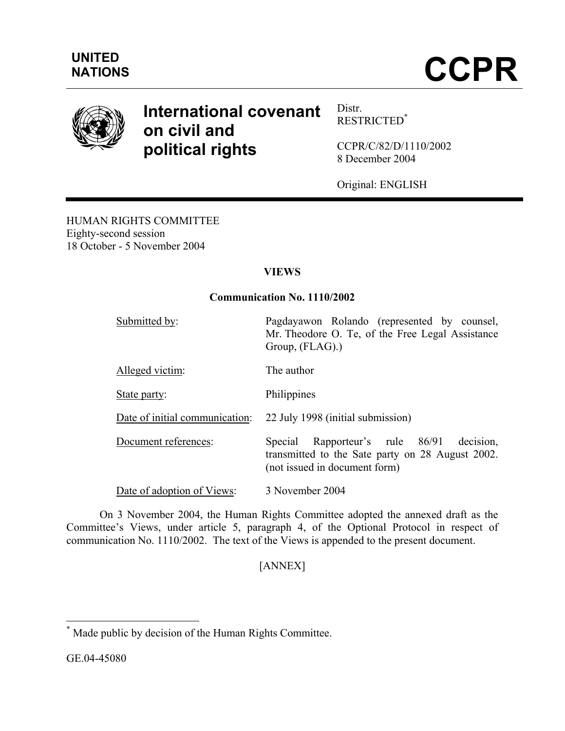UNITED NATIONS

# CCPR

# International covenant on civil and political rights

Distr.
RESTRICTED*

CCPR/C/82/D/1110/2002
8 December 2004

Original: ENGLISH

HUMAN RIGHTS COMMITTEE
Eighty-second session
18 October - 5 November 2004

**VIEWS**

**Communication No. 1110/2002**

| | |
|---|---|
| Submitted by: | Pagdayawon Rolando (represented by counsel, Mr. Theodore O. Te, of the Free Legal Assistance Group, (FLAG).) |
| Alleged victim: | The author |
| State party: | Philippines |
| Date of initial communication: | 22 July 1998 (initial submission) |
| Document references: | Special Rapporteur's rule 86/91 decision, transmitted to the Sate party on 28 August 2002. (not issued in document form) |
| Date of adoption of Views: | 3 November 2004 |

On 3 November 2004, the Human Rights Committee adopted the annexed draft as the Committee's Views, under article 5, paragraph 4, of the Optional Protocol in respect of communication No. 1110/2002. The text of the Views is appended to the present document.

[ANNEX]

* Made public by decision of the Human Rights Committee.

GE.04-45080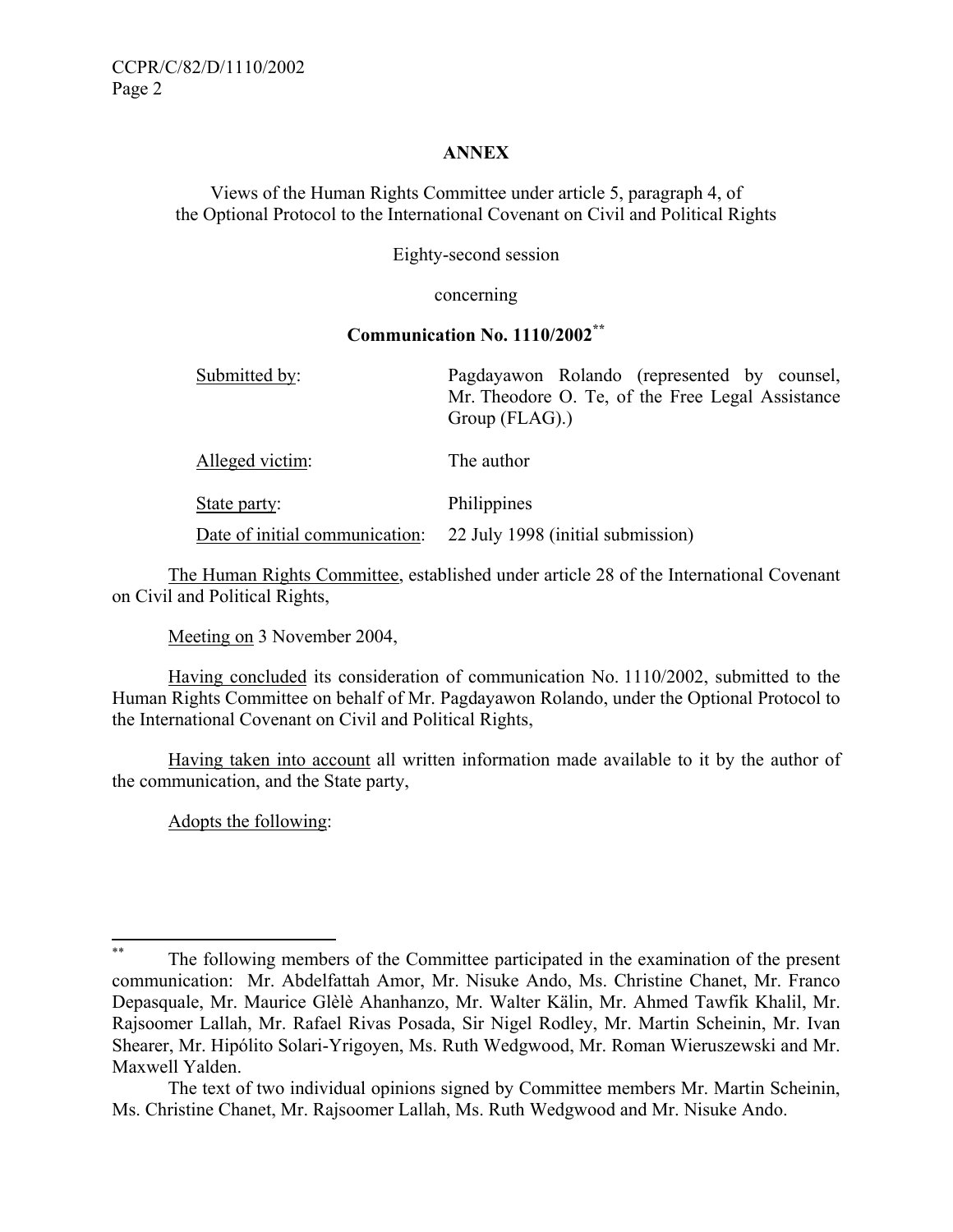**ANNEX**

Views of the Human Rights Committee under article 5, paragraph 4, of the Optional Protocol to the International Covenant on Civil and Political Rights

Eighty-second session

concerning

**Communication No. 1110/2002**[**]

| | |
|---|---|
| Submitted by: | Pagdayawon Rolando (represented by counsel, Mr. Theodore O. Te, of the Free Legal Assistance Group (FLAG).) |
| Alleged victim: | The author |
| State party: | Philippines |
| Date of initial communication: | 22 July 1998 (initial submission) |

The Human Rights Committee, established under article 28 of the International Covenant on Civil and Political Rights,

Meeting on 3 November 2004,

Having concluded its consideration of communication No. 1110/2002, submitted to the Human Rights Committee on behalf of Mr. Pagdayawon Rolando, under the Optional Protocol to the International Covenant on Civil and Political Rights,

Having taken into account all written information made available to it by the author of the communication, and the State party,

Adopts the following:

---

[**] The following members of the Committee participated in the examination of the present communication: Mr. Abdelfattah Amor, Mr. Nisuke Ando, Ms. Christine Chanet, Mr. Franco Depasquale, Mr. Maurice Glèlè Ahanhanzo, Mr. Walter Kälin, Mr. Ahmed Tawfik Khalil, Mr. Rajsoomer Lallah, Mr. Rafael Rivas Posada, Sir Nigel Rodley, Mr. Martin Scheinin, Mr. Ivan Shearer, Mr. Hipólito Solari-Yrigoyen, Ms. Ruth Wedgwood, Mr. Roman Wieruszewski and Mr. Maxwell Yalden.

The text of two individual opinions signed by Committee members Mr. Martin Scheinin, Ms. Christine Chanet, Mr. Rajsoomer Lallah, Ms. Ruth Wedgwood and Mr. Nisuke Ando.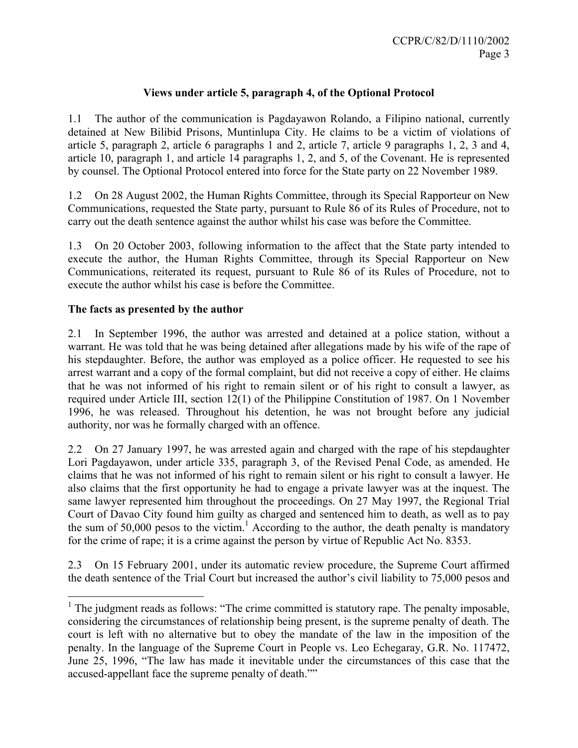## Views under article 5, paragraph 4, of the Optional Protocol

1.1 The author of the communication is Pagdayawon Rolando, a Filipino national, currently detained at New Bilibid Prisons, Muntinlupa City. He claims to be a victim of violations of article 5, paragraph 2, article 6 paragraphs 1 and 2, article 7, article 9 paragraphs 1, 2, 3 and 4, article 10, paragraph 1, and article 14 paragraphs 1, 2, and 5, of the Covenant. He is represented by counsel. The Optional Protocol entered into force for the State party on 22 November 1989.

1.2 On 28 August 2002, the Human Rights Committee, through its Special Rapporteur on New Communications, requested the State party, pursuant to Rule 86 of its Rules of Procedure, not to carry out the death sentence against the author whilst his case was before the Committee.

1.3 On 20 October 2003, following information to the affect that the State party intended to execute the author, the Human Rights Committee, through its Special Rapporteur on New Communications, reiterated its request, pursuant to Rule 86 of its Rules of Procedure, not to execute the author whilst his case is before the Committee.

### The facts as presented by the author

2.1 In September 1996, the author was arrested and detained at a police station, without a warrant. He was told that he was being detained after allegations made by his wife of the rape of his stepdaughter. Before, the author was employed as a police officer. He requested to see his arrest warrant and a copy of the formal complaint, but did not receive a copy of either. He claims that he was not informed of his right to remain silent or of his right to consult a lawyer, as required under Article III, section 12(1) of the Philippine Constitution of 1987. On 1 November 1996, he was released. Throughout his detention, he was not brought before any judicial authority, nor was he formally charged with an offence.

2.2 On 27 January 1997, he was arrested again and charged with the rape of his stepdaughter Lori Pagdayawon, under article 335, paragraph 3, of the Revised Penal Code, as amended. He claims that he was not informed of his right to remain silent or his right to consult a lawyer. He also claims that the first opportunity he had to engage a private lawyer was at the inquest. The same lawyer represented him throughout the proceedings. On 27 May 1997, the Regional Trial Court of Davao City found him guilty as charged and sentenced him to death, as well as to pay the sum of 50,000 pesos to the victim.[1] According to the author, the death penalty is mandatory for the crime of rape; it is a crime against the person by virtue of Republic Act No. 8353.

2.3 On 15 February 2001, under its automatic review procedure, the Supreme Court affirmed the death sentence of the Trial Court but increased the author's civil liability to 75,000 pesos and

---

[1] The judgment reads as follows: "The crime committed is statutory rape. The penalty imposable, considering the circumstances of relationship being present, is the supreme penalty of death. The court is left with no alternative but to obey the mandate of the law in the imposition of the penalty. In the language of the Supreme Court in People vs. Leo Echegaray, G.R. No. 117472, June 25, 1996, "The law has made it inevitable under the circumstances of this case that the accused-appellant face the supreme penalty of death.""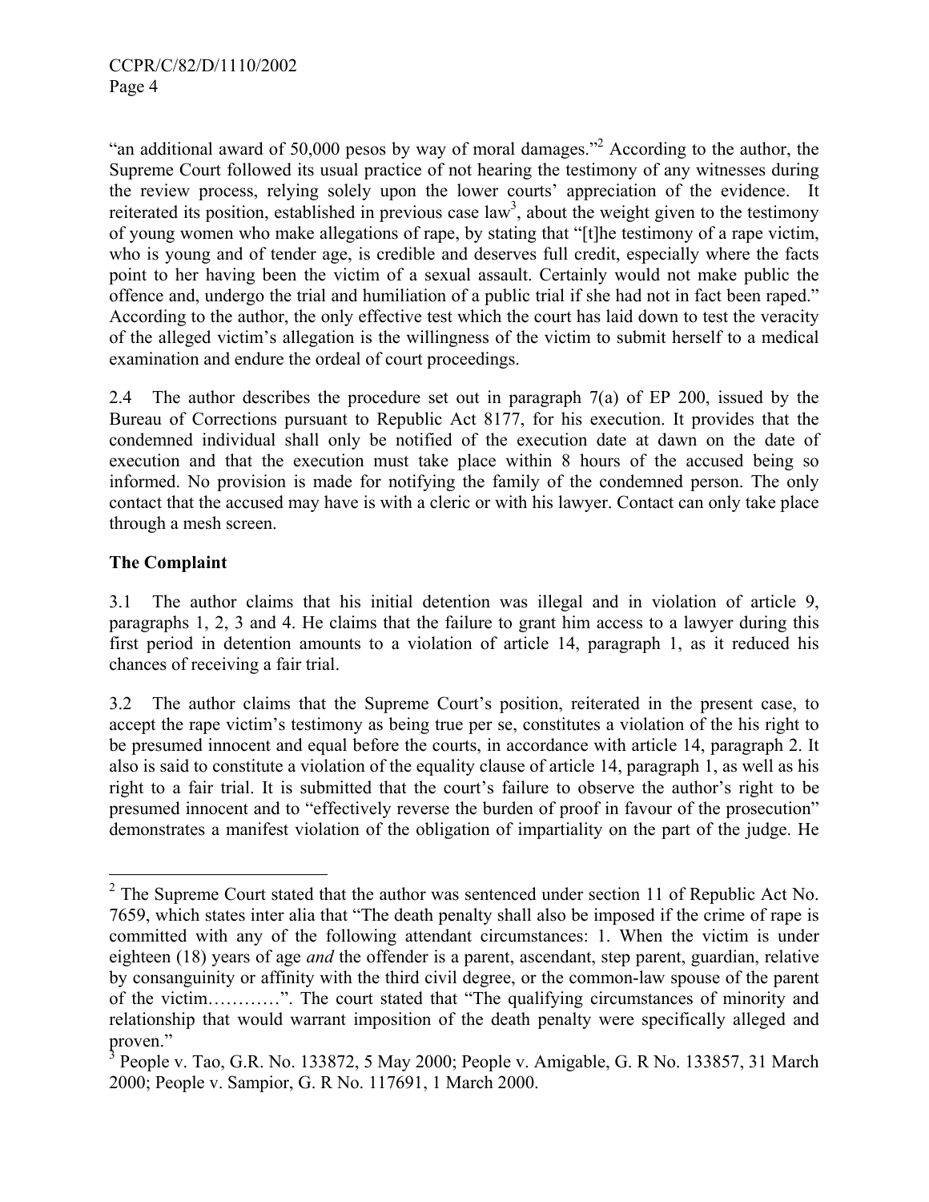"an additional award of 50,000 pesos by way of moral damages."[2] According to the author, the Supreme Court followed its usual practice of not hearing the testimony of any witnesses during the review process, relying solely upon the lower courts' appreciation of the evidence. It reiterated its position, established in previous case law[3], about the weight given to the testimony of young women who make allegations of rape, by stating that "[t]he testimony of a rape victim, who is young and of tender age, is credible and deserves full credit, especially where the facts point to her having been the victim of a sexual assault. Certainly would not make public the offence and, undergo the trial and humiliation of a public trial if she had not in fact been raped." According to the author, the only effective test which the court has laid down to test the veracity of the alleged victim's allegation is the willingness of the victim to submit herself to a medical examination and endure the ordeal of court proceedings.

2.4 The author describes the procedure set out in paragraph 7(a) of EP 200, issued by the Bureau of Corrections pursuant to Republic Act 8177, for his execution. It provides that the condemned individual shall only be notified of the execution date at dawn on the date of execution and that the execution must take place within 8 hours of the accused being so informed. No provision is made for notifying the family of the condemned person. The only contact that the accused may have is with a cleric or with his lawyer. Contact can only take place through a mesh screen.

**The Complaint**

3.1 The author claims that his initial detention was illegal and in violation of article 9, paragraphs 1, 2, 3 and 4. He claims that the failure to grant him access to a lawyer during this first period in detention amounts to a violation of article 14, paragraph 1, as it reduced his chances of receiving a fair trial.

3.2 The author claims that the Supreme Court's position, reiterated in the present case, to accept the rape victim's testimony as being true per se, constitutes a violation of the his right to be presumed innocent and equal before the courts, in accordance with article 14, paragraph 2. It also is said to constitute a violation of the equality clause of article 14, paragraph 1, as well as his right to a fair trial. It is submitted that the court's failure to observe the author's right to be presumed innocent and to "effectively reverse the burden of proof in favour of the prosecution" demonstrates a manifest violation of the obligation of impartiality on the part of the judge. He

---

[2] The Supreme Court stated that the author was sentenced under section 11 of Republic Act No. 7659, which states inter alia that "The death penalty shall also be imposed if the crime of rape is committed with any of the following attendant circumstances: 1. When the victim is under eighteen (18) years of age *and* the offender is a parent, ascendant, step parent, guardian, relative by consanguinity or affinity with the third civil degree, or the common-law spouse of the parent of the victim………..". The court stated that "The qualifying circumstances of minority and relationship that would warrant imposition of the death penalty were specifically alleged and proven."

[3] People v. Tao, G.R. No. 133872, 5 May 2000; People v. Amigable, G. R No. 133857, 31 March 2000; People v. Sampior, G. R No. 117691, 1 March 2000.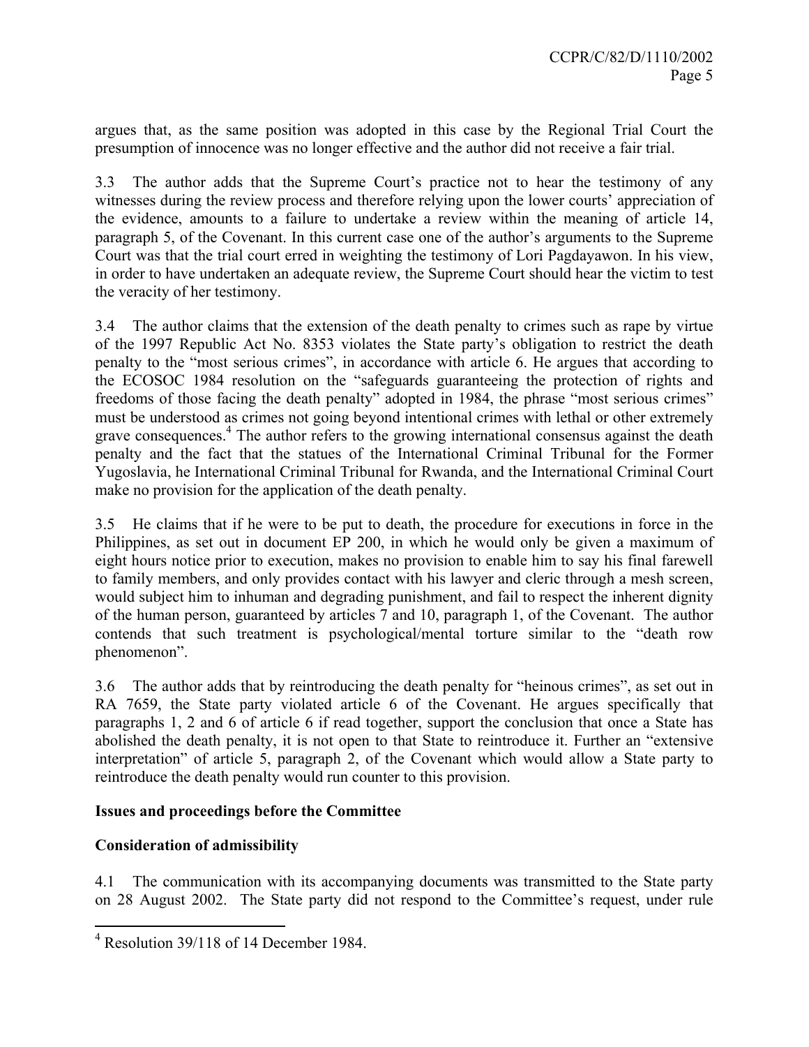argues that, as the same position was adopted in this case by the Regional Trial Court the presumption of innocence was no longer effective and the author did not receive a fair trial.

3.3 The author adds that the Supreme Court's practice not to hear the testimony of any witnesses during the review process and therefore relying upon the lower courts' appreciation of the evidence, amounts to a failure to undertake a review within the meaning of article 14, paragraph 5, of the Covenant. In this current case one of the author's arguments to the Supreme Court was that the trial court erred in weighting the testimony of Lori Pagdayawon. In his view, in order to have undertaken an adequate review, the Supreme Court should hear the victim to test the veracity of her testimony.

3.4 The author claims that the extension of the death penalty to crimes such as rape by virtue of the 1997 Republic Act No. 8353 violates the State party's obligation to restrict the death penalty to the "most serious crimes", in accordance with article 6. He argues that according to the ECOSOC 1984 resolution on the "safeguards guaranteeing the protection of rights and freedoms of those facing the death penalty" adopted in 1984, the phrase "most serious crimes" must be understood as crimes not going beyond intentional crimes with lethal or other extremely grave consequences.[4] The author refers to the growing international consensus against the death penalty and the fact that the statues of the International Criminal Tribunal for the Former Yugoslavia, he International Criminal Tribunal for Rwanda, and the International Criminal Court make no provision for the application of the death penalty.

3.5 He claims that if he were to be put to death, the procedure for executions in force in the Philippines, as set out in document EP 200, in which he would only be given a maximum of eight hours notice prior to execution, makes no provision to enable him to say his final farewell to family members, and only provides contact with his lawyer and cleric through a mesh screen, would subject him to inhuman and degrading punishment, and fail to respect the inherent dignity of the human person, guaranteed by articles 7 and 10, paragraph 1, of the Covenant. The author contends that such treatment is psychological/mental torture similar to the "death row phenomenon".

3.6 The author adds that by reintroducing the death penalty for "heinous crimes", as set out in RA 7659, the State party violated article 6 of the Covenant. He argues specifically that paragraphs 1, 2 and 6 of article 6 if read together, support the conclusion that once a State has abolished the death penalty, it is not open to that State to reintroduce it. Further an "extensive interpretation" of article 5, paragraph 2, of the Covenant which would allow a State party to reintroduce the death penalty would run counter to this provision.

**Issues and proceedings before the Committee**

**Consideration of admissibility**

4.1 The communication with its accompanying documents was transmitted to the State party on 28 August 2002. The State party did not respond to the Committee's request, under rule

---

[4] Resolution 39/118 of 14 December 1984.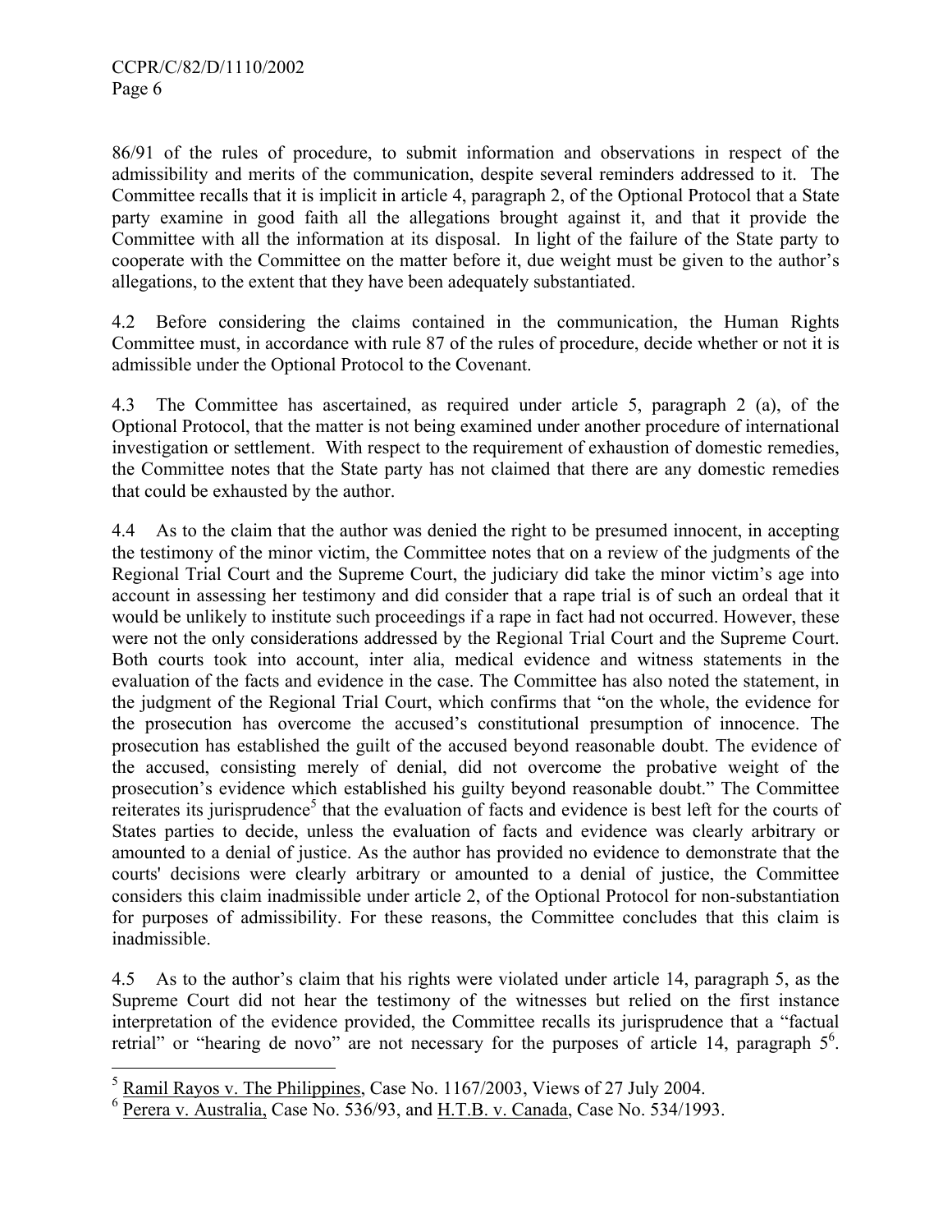86/91 of the rules of procedure, to submit information and observations in respect of the admissibility and merits of the communication, despite several reminders addressed to it. The Committee recalls that it is implicit in article 4, paragraph 2, of the Optional Protocol that a State party examine in good faith all the allegations brought against it, and that it provide the Committee with all the information at its disposal. In light of the failure of the State party to cooperate with the Committee on the matter before it, due weight must be given to the author's allegations, to the extent that they have been adequately substantiated.

4.2 Before considering the claims contained in the communication, the Human Rights Committee must, in accordance with rule 87 of the rules of procedure, decide whether or not it is admissible under the Optional Protocol to the Covenant.

4.3 The Committee has ascertained, as required under article 5, paragraph 2 (a), of the Optional Protocol, that the matter is not being examined under another procedure of international investigation or settlement. With respect to the requirement of exhaustion of domestic remedies, the Committee notes that the State party has not claimed that there are any domestic remedies that could be exhausted by the author.

4.4 As to the claim that the author was denied the right to be presumed innocent, in accepting the testimony of the minor victim, the Committee notes that on a review of the judgments of the Regional Trial Court and the Supreme Court, the judiciary did take the minor victim's age into account in assessing her testimony and did consider that a rape trial is of such an ordeal that it would be unlikely to institute such proceedings if a rape in fact had not occurred. However, these were not the only considerations addressed by the Regional Trial Court and the Supreme Court. Both courts took into account, inter alia, medical evidence and witness statements in the evaluation of the facts and evidence in the case. The Committee has also noted the statement, in the judgment of the Regional Trial Court, which confirms that "on the whole, the evidence for the prosecution has overcome the accused's constitutional presumption of innocence. The prosecution has established the guilt of the accused beyond reasonable doubt. The evidence of the accused, consisting merely of denial, did not overcome the probative weight of the prosecution's evidence which established his guilty beyond reasonable doubt." The Committee reiterates its jurisprudence[5] that the evaluation of facts and evidence is best left for the courts of States parties to decide, unless the evaluation of facts and evidence was clearly arbitrary or amounted to a denial of justice. As the author has provided no evidence to demonstrate that the courts' decisions were clearly arbitrary or amounted to a denial of justice, the Committee considers this claim inadmissible under article 2, of the Optional Protocol for non-substantiation for purposes of admissibility. For these reasons, the Committee concludes that this claim is inadmissible.

4.5 As to the author's claim that his rights were violated under article 14, paragraph 5, as the Supreme Court did not hear the testimony of the witnesses but relied on the first instance interpretation of the evidence provided, the Committee recalls its jurisprudence that a "factual retrial" or "hearing de novo" are not necessary for the purposes of article 14, paragraph 5[6].

---

[5] Ramil Rayos v. The Philippines, Case No. 1167/2003, Views of 27 July 2004.

[6] Perera v. Australia, Case No. 536/93, and H.T.B. v. Canada, Case No. 534/1993.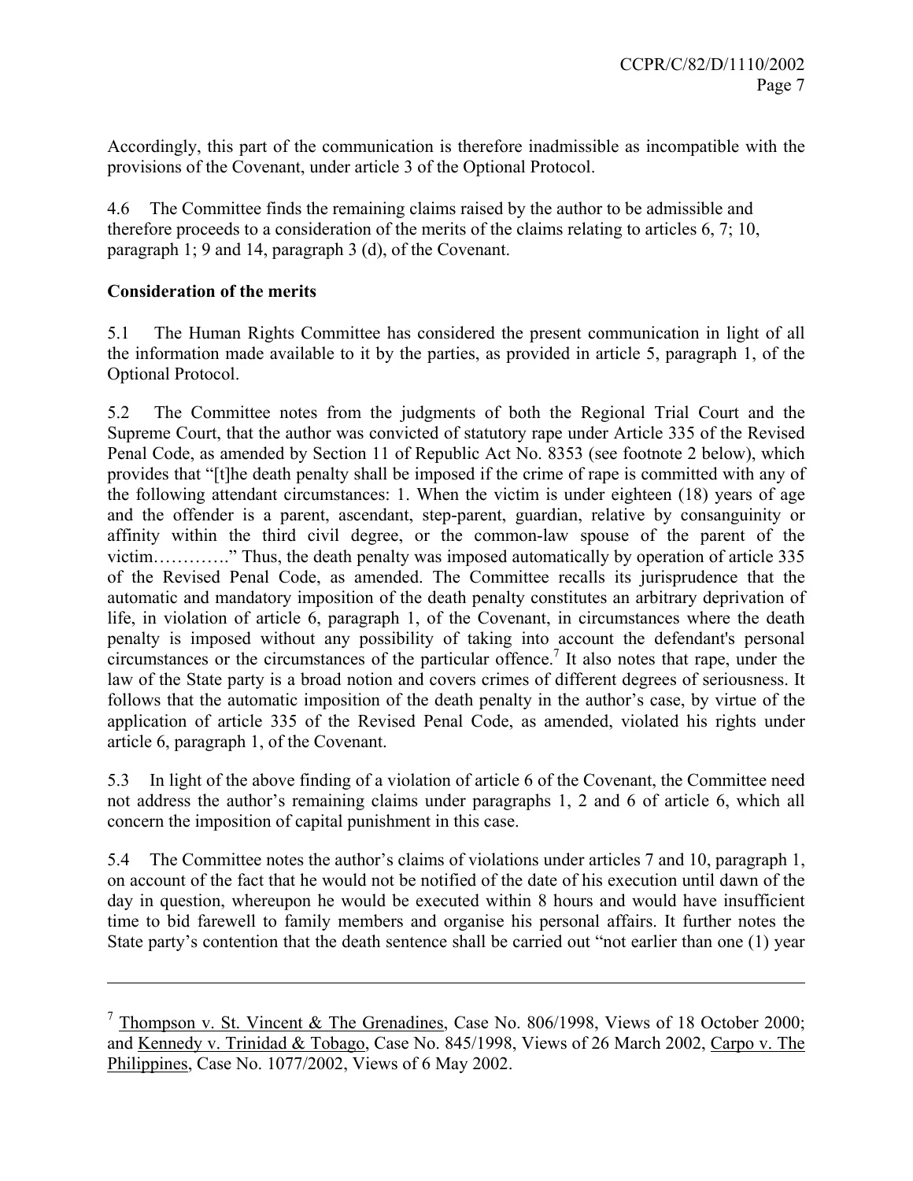Accordingly, this part of the communication is therefore inadmissible as incompatible with the provisions of the Covenant, under article 3 of the Optional Protocol.

4.6 The Committee finds the remaining claims raised by the author to be admissible and therefore proceeds to a consideration of the merits of the claims relating to articles 6, 7; 10, paragraph 1; 9 and 14, paragraph 3 (d), of the Covenant.

**Consideration of the merits**

5.1 The Human Rights Committee has considered the present communication in light of all the information made available to it by the parties, as provided in article 5, paragraph 1, of the Optional Protocol.

5.2 The Committee notes from the judgments of both the Regional Trial Court and the Supreme Court, that the author was convicted of statutory rape under Article 335 of the Revised Penal Code, as amended by Section 11 of Republic Act No. 8353 (see footnote 2 below), which provides that "[t]he death penalty shall be imposed if the crime of rape is committed with any of the following attendant circumstances: 1. When the victim is under eighteen (18) years of age and the offender is a parent, ascendant, step-parent, guardian, relative by consanguinity or affinity within the third civil degree, or the common-law spouse of the parent of the victim…………." Thus, the death penalty was imposed automatically by operation of article 335 of the Revised Penal Code, as amended. The Committee recalls its jurisprudence that the automatic and mandatory imposition of the death penalty constitutes an arbitrary deprivation of life, in violation of article 6, paragraph 1, of the Covenant, in circumstances where the death penalty is imposed without any possibility of taking into account the defendant's personal circumstances or the circumstances of the particular offence.[7] It also notes that rape, under the law of the State party is a broad notion and covers crimes of different degrees of seriousness. It follows that the automatic imposition of the death penalty in the author's case, by virtue of the application of article 335 of the Revised Penal Code, as amended, violated his rights under article 6, paragraph 1, of the Covenant.

5.3 In light of the above finding of a violation of article 6 of the Covenant, the Committee need not address the author's remaining claims under paragraphs 1, 2 and 6 of article 6, which all concern the imposition of capital punishment in this case.

5.4 The Committee notes the author's claims of violations under articles 7 and 10, paragraph 1, on account of the fact that he would not be notified of the date of his execution until dawn of the day in question, whereupon he would be executed within 8 hours and would have insufficient time to bid farewell to family members and organise his personal affairs. It further notes the State party's contention that the death sentence shall be carried out "not earlier than one (1) year

---

[7] Thompson v. St. Vincent & The Grenadines, Case No. 806/1998, Views of 18 October 2000; and Kennedy v. Trinidad & Tobago, Case No. 845/1998, Views of 26 March 2002, Carpo v. The Philippines, Case No. 1077/2002, Views of 6 May 2002.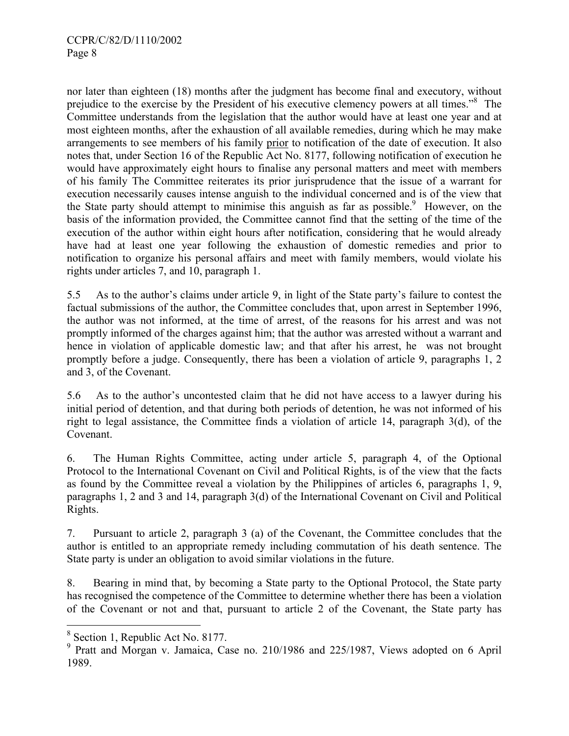nor later than eighteen (18) months after the judgment has become final and executory, without prejudice to the exercise by the President of his executive clemency powers at all times."[8] The Committee understands from the legislation that the author would have at least one year and at most eighteen months, after the exhaustion of all available remedies, during which he may make arrangements to see members of his family <u>prior</u> to notification of the date of execution. It also notes that, under Section 16 of the Republic Act No. 8177, following notification of execution he would have approximately eight hours to finalise any personal matters and meet with members of his family The Committee reiterates its prior jurisprudence that the issue of a warrant for execution necessarily causes intense anguish to the individual concerned and is of the view that the State party should attempt to minimise this anguish as far as possible.[9] However, on the basis of the information provided, the Committee cannot find that the setting of the time of the execution of the author within eight hours after notification, considering that he would already have had at least one year following the exhaustion of domestic remedies and prior to notification to organize his personal affairs and meet with family members, would violate his rights under articles 7, and 10, paragraph 1.

5.5 As to the author's claims under article 9, in light of the State party's failure to contest the factual submissions of the author, the Committee concludes that, upon arrest in September 1996, the author was not informed, at the time of arrest, of the reasons for his arrest and was not promptly informed of the charges against him; that the author was arrested without a warrant and hence in violation of applicable domestic law; and that after his arrest, he was not brought promptly before a judge. Consequently, there has been a violation of article 9, paragraphs 1, 2 and 3, of the Covenant.

5.6 As to the author's uncontested claim that he did not have access to a lawyer during his initial period of detention, and that during both periods of detention, he was not informed of his right to legal assistance, the Committee finds a violation of article 14, paragraph 3(d), of the Covenant.

6. The Human Rights Committee, acting under article 5, paragraph 4, of the Optional Protocol to the International Covenant on Civil and Political Rights, is of the view that the facts as found by the Committee reveal a violation by the Philippines of articles 6, paragraphs 1, 9, paragraphs 1, 2 and 3 and 14, paragraph 3(d) of the International Covenant on Civil and Political Rights.

7. Pursuant to article 2, paragraph 3 (a) of the Covenant, the Committee concludes that the author is entitled to an appropriate remedy including commutation of his death sentence. The State party is under an obligation to avoid similar violations in the future.

8. Bearing in mind that, by becoming a State party to the Optional Protocol, the State party has recognised the competence of the Committee to determine whether there has been a violation of the Covenant or not and that, pursuant to article 2 of the Covenant, the State party has

---

[8] Section 1, Republic Act No. 8177.

[9] Pratt and Morgan v. Jamaica, Case no. 210/1986 and 225/1987, Views adopted on 6 April 1989.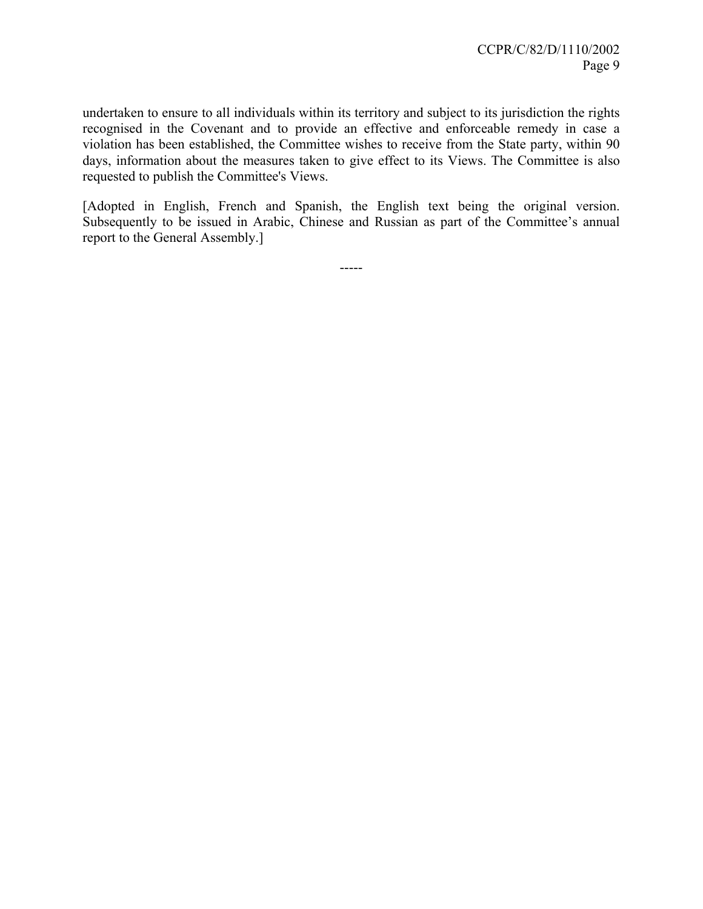undertaken to ensure to all individuals within its territory and subject to its jurisdiction the rights recognised in the Covenant and to provide an effective and enforceable remedy in case a violation has been established, the Committee wishes to receive from the State party, within 90 days, information about the measures taken to give effect to its Views. The Committee is also requested to publish the Committee's Views.

[Adopted in English, French and Spanish, the English text being the original version. Subsequently to be issued in Arabic, Chinese and Russian as part of the Committee's annual report to the General Assembly.]

-----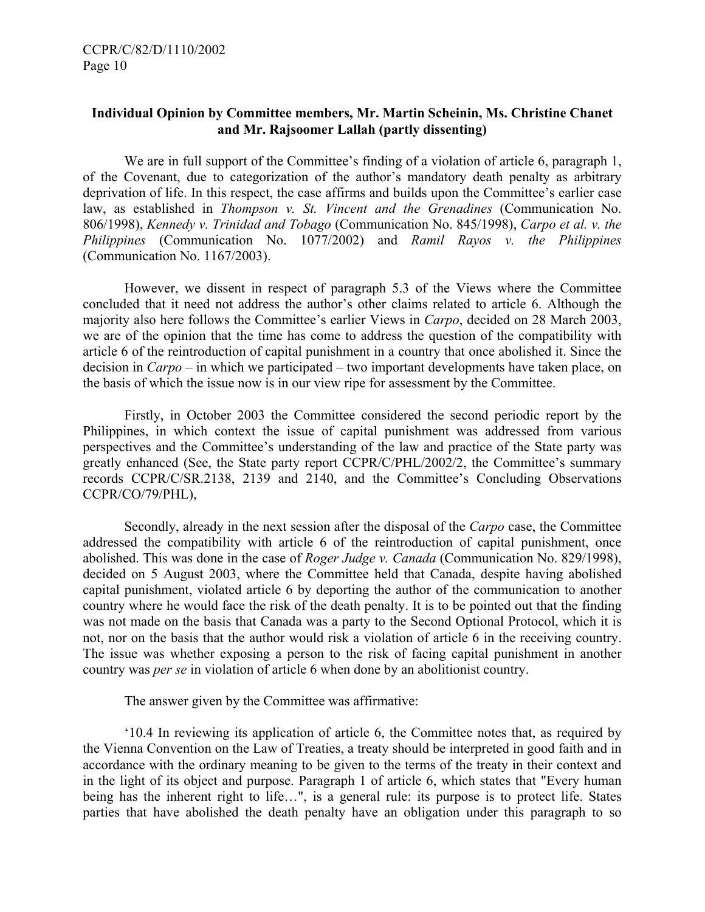**Individual Opinion by Committee members, Mr. Martin Scheinin, Ms. Christine Chanet and Mr. Rajsoomer Lallah (partly dissenting)**

We are in full support of the Committee's finding of a violation of article 6, paragraph 1, of the Covenant, due to categorization of the author's mandatory death penalty as arbitrary deprivation of life. In this respect, the case affirms and builds upon the Committee's earlier case law, as established in *Thompson v. St. Vincent and the Grenadines* (Communication No. 806/1998), *Kennedy v. Trinidad and Tobago* (Communication No. 845/1998), *Carpo et al. v. the Philippines* (Communication No. 1077/2002) and *Ramil Rayos v. the Philippines* (Communication No. 1167/2003).

However, we dissent in respect of paragraph 5.3 of the Views where the Committee concluded that it need not address the author's other claims related to article 6. Although the majority also here follows the Committee's earlier Views in *Carpo*, decided on 28 March 2003, we are of the opinion that the time has come to address the question of the compatibility with article 6 of the reintroduction of capital punishment in a country that once abolished it. Since the decision in *Carpo* – in which we participated – two important developments have taken place, on the basis of which the issue now is in our view ripe for assessment by the Committee.

Firstly, in October 2003 the Committee considered the second periodic report by the Philippines, in which context the issue of capital punishment was addressed from various perspectives and the Committee's understanding of the law and practice of the State party was greatly enhanced (See, the State party report CCPR/C/PHL/2002/2, the Committee's summary records CCPR/C/SR.2138, 2139 and 2140, and the Committee's Concluding Observations CCPR/CO/79/PHL),

Secondly, already in the next session after the disposal of the *Carpo* case, the Committee addressed the compatibility with article 6 of the reintroduction of capital punishment, once abolished. This was done in the case of *Roger Judge v. Canada* (Communication No. 829/1998), decided on 5 August 2003, where the Committee held that Canada, despite having abolished capital punishment, violated article 6 by deporting the author of the communication to another country where he would face the risk of the death penalty. It is to be pointed out that the finding was not made on the basis that Canada was a party to the Second Optional Protocol, which it is not, nor on the basis that the author would risk a violation of article 6 in the receiving country. The issue was whether exposing a person to the risk of facing capital punishment in another country was *per se* in violation of article 6 when done by an abolitionist country.

The answer given by the Committee was affirmative:

'10.4 In reviewing its application of article 6, the Committee notes that, as required by the Vienna Convention on the Law of Treaties, a treaty should be interpreted in good faith and in accordance with the ordinary meaning to be given to the terms of the treaty in their context and in the light of its object and purpose. Paragraph 1 of article 6, which states that "Every human being has the inherent right to life…", is a general rule: its purpose is to protect life. States parties that have abolished the death penalty have an obligation under this paragraph to so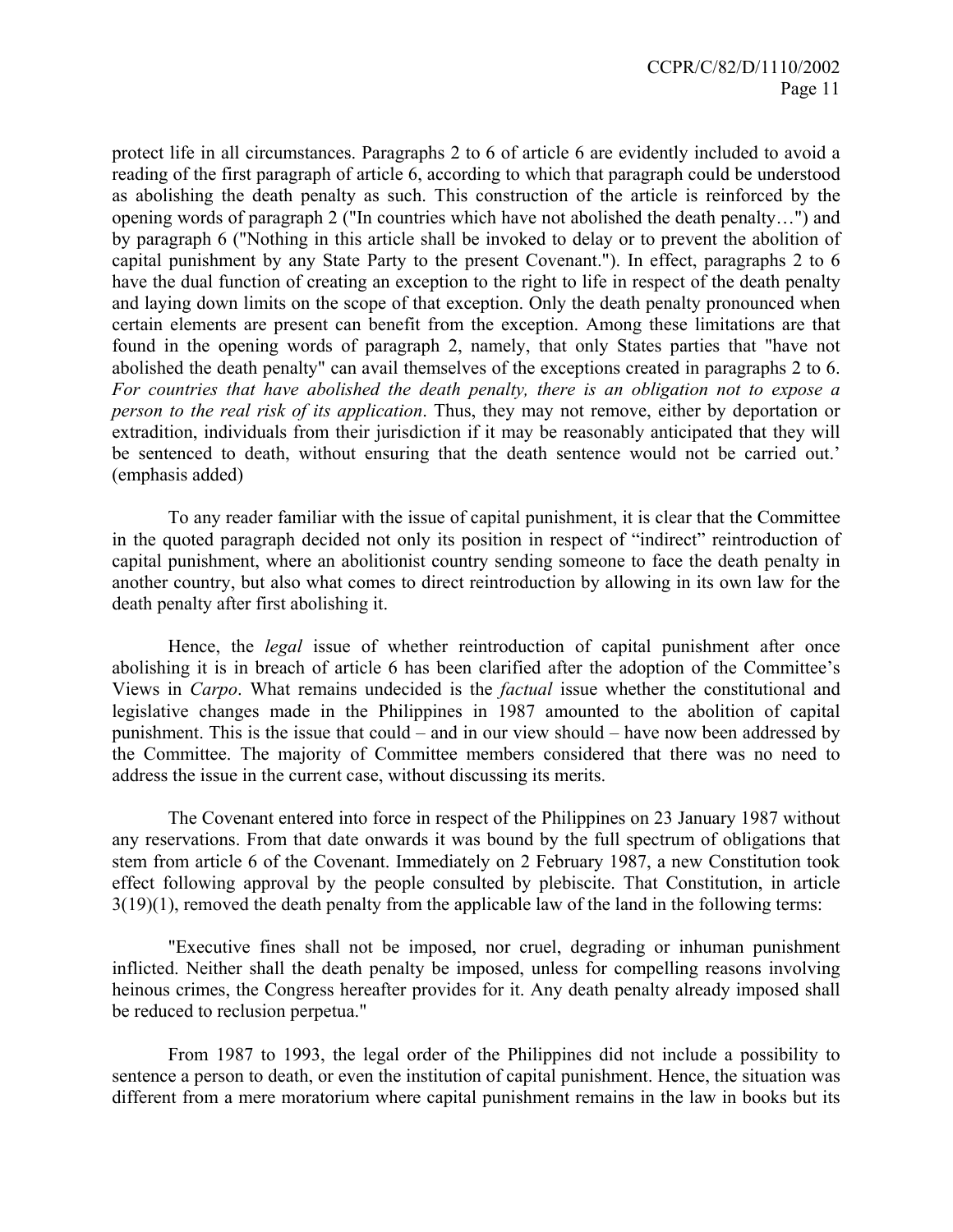protect life in all circumstances. Paragraphs 2 to 6 of article 6 are evidently included to avoid a reading of the first paragraph of article 6, according to which that paragraph could be understood as abolishing the death penalty as such. This construction of the article is reinforced by the opening words of paragraph 2 ("In countries which have not abolished the death penalty…") and by paragraph 6 ("Nothing in this article shall be invoked to delay or to prevent the abolition of capital punishment by any State Party to the present Covenant."). In effect, paragraphs 2 to 6 have the dual function of creating an exception to the right to life in respect of the death penalty and laying down limits on the scope of that exception. Only the death penalty pronounced when certain elements are present can benefit from the exception. Among these limitations are that found in the opening words of paragraph 2, namely, that only States parties that "have not abolished the death penalty" can avail themselves of the exceptions created in paragraphs 2 to 6. *For countries that have abolished the death penalty, there is an obligation not to expose a person to the real risk of its application*. Thus, they may not remove, either by deportation or extradition, individuals from their jurisdiction if it may be reasonably anticipated that they will be sentenced to death, without ensuring that the death sentence would not be carried out.' (emphasis added)

To any reader familiar with the issue of capital punishment, it is clear that the Committee in the quoted paragraph decided not only its position in respect of "indirect" reintroduction of capital punishment, where an abolitionist country sending someone to face the death penalty in another country, but also what comes to direct reintroduction by allowing in its own law for the death penalty after first abolishing it.

Hence, the *legal* issue of whether reintroduction of capital punishment after once abolishing it is in breach of article 6 has been clarified after the adoption of the Committee's Views in *Carpo*. What remains undecided is the *factual* issue whether the constitutional and legislative changes made in the Philippines in 1987 amounted to the abolition of capital punishment. This is the issue that could – and in our view should – have now been addressed by the Committee. The majority of Committee members considered that there was no need to address the issue in the current case, without discussing its merits.

The Covenant entered into force in respect of the Philippines on 23 January 1987 without any reservations. From that date onwards it was bound by the full spectrum of obligations that stem from article 6 of the Covenant. Immediately on 2 February 1987, a new Constitution took effect following approval by the people consulted by plebiscite. That Constitution, in article 3(19)(1), removed the death penalty from the applicable law of the land in the following terms:

"Executive fines shall not be imposed, nor cruel, degrading or inhuman punishment inflicted. Neither shall the death penalty be imposed, unless for compelling reasons involving heinous crimes, the Congress hereafter provides for it. Any death penalty already imposed shall be reduced to reclusion perpetua."

From 1987 to 1993, the legal order of the Philippines did not include a possibility to sentence a person to death, or even the institution of capital punishment. Hence, the situation was different from a mere moratorium where capital punishment remains in the law in books but its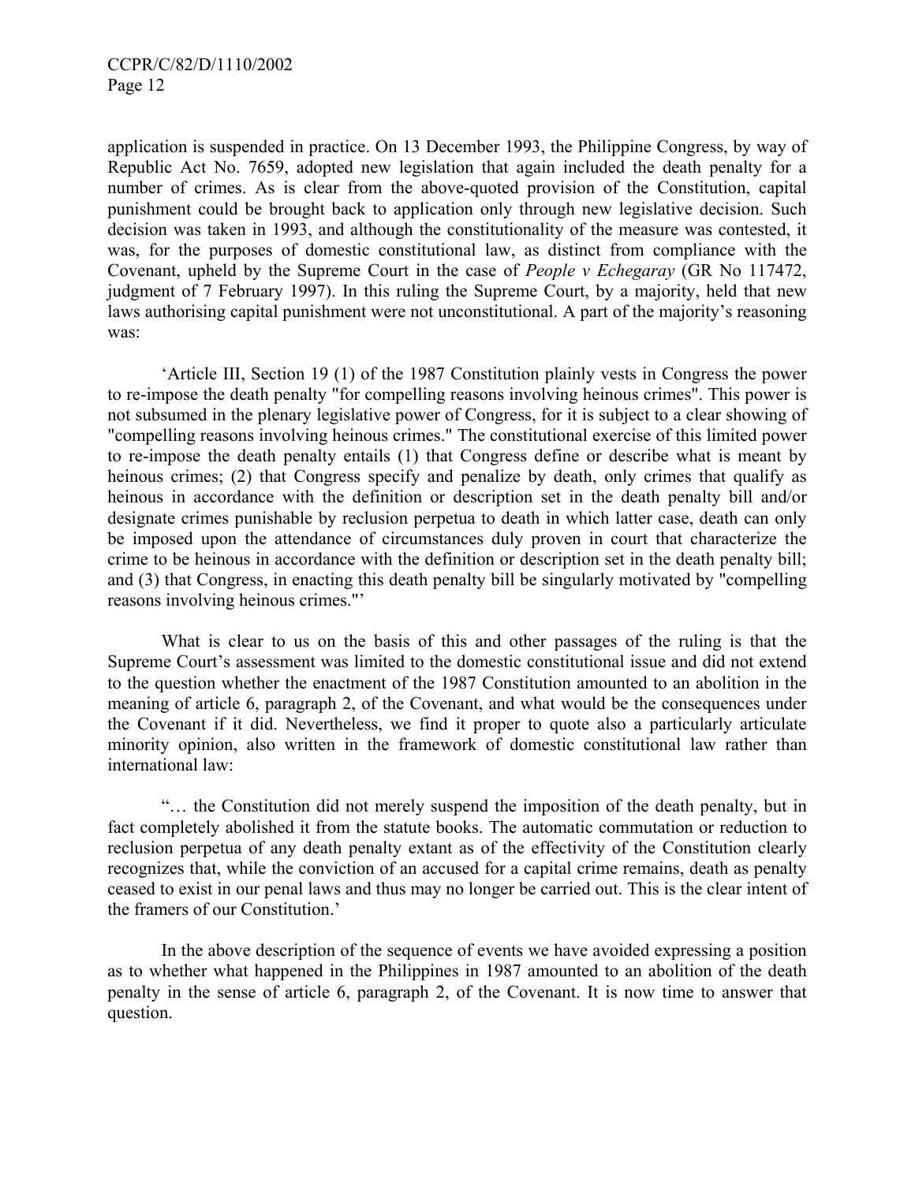application is suspended in practice. On 13 December 1993, the Philippine Congress, by way of Republic Act No. 7659, adopted new legislation that again included the death penalty for a number of crimes. As is clear from the above-quoted provision of the Constitution, capital punishment could be brought back to application only through new legislative decision. Such decision was taken in 1993, and although the constitutionality of the measure was contested, it was, for the purposes of domestic constitutional law, as distinct from compliance with the Covenant, upheld by the Supreme Court in the case of *People v Echegaray* (GR No 117472, judgment of 7 February 1997). In this ruling the Supreme Court, by a majority, held that new laws authorising capital punishment were not unconstitutional. A part of the majority's reasoning was:

'Article III, Section 19 (1) of the 1987 Constitution plainly vests in Congress the power to re-impose the death penalty "for compelling reasons involving heinous crimes". This power is not subsumed in the plenary legislative power of Congress, for it is subject to a clear showing of "compelling reasons involving heinous crimes." The constitutional exercise of this limited power to re-impose the death penalty entails (1) that Congress define or describe what is meant by heinous crimes; (2) that Congress specify and penalize by death, only crimes that qualify as heinous in accordance with the definition or description set in the death penalty bill and/or designate crimes punishable by reclusion perpetua to death in which latter case, death can only be imposed upon the attendance of circumstances duly proven in court that characterize the crime to be heinous in accordance with the definition or description set in the death penalty bill; and (3) that Congress, in enacting this death penalty bill be singularly motivated by "compelling reasons involving heinous crimes."'

What is clear to us on the basis of this and other passages of the ruling is that the Supreme Court's assessment was limited to the domestic constitutional issue and did not extend to the question whether the enactment of the 1987 Constitution amounted to an abolition in the meaning of article 6, paragraph 2, of the Covenant, and what would be the consequences under the Covenant if it did. Nevertheless, we find it proper to quote also a particularly articulate minority opinion, also written in the framework of domestic constitutional law rather than international law:

"… the Constitution did not merely suspend the imposition of the death penalty, but in fact completely abolished it from the statute books. The automatic commutation or reduction to reclusion perpetua of any death penalty extant as of the effectivity of the Constitution clearly recognizes that, while the conviction of an accused for a capital crime remains, death as penalty ceased to exist in our penal laws and thus may no longer be carried out. This is the clear intent of the framers of our Constitution.'

In the above description of the sequence of events we have avoided expressing a position as to whether what happened in the Philippines in 1987 amounted to an abolition of the death penalty in the sense of article 6, paragraph 2, of the Covenant. It is now time to answer that question.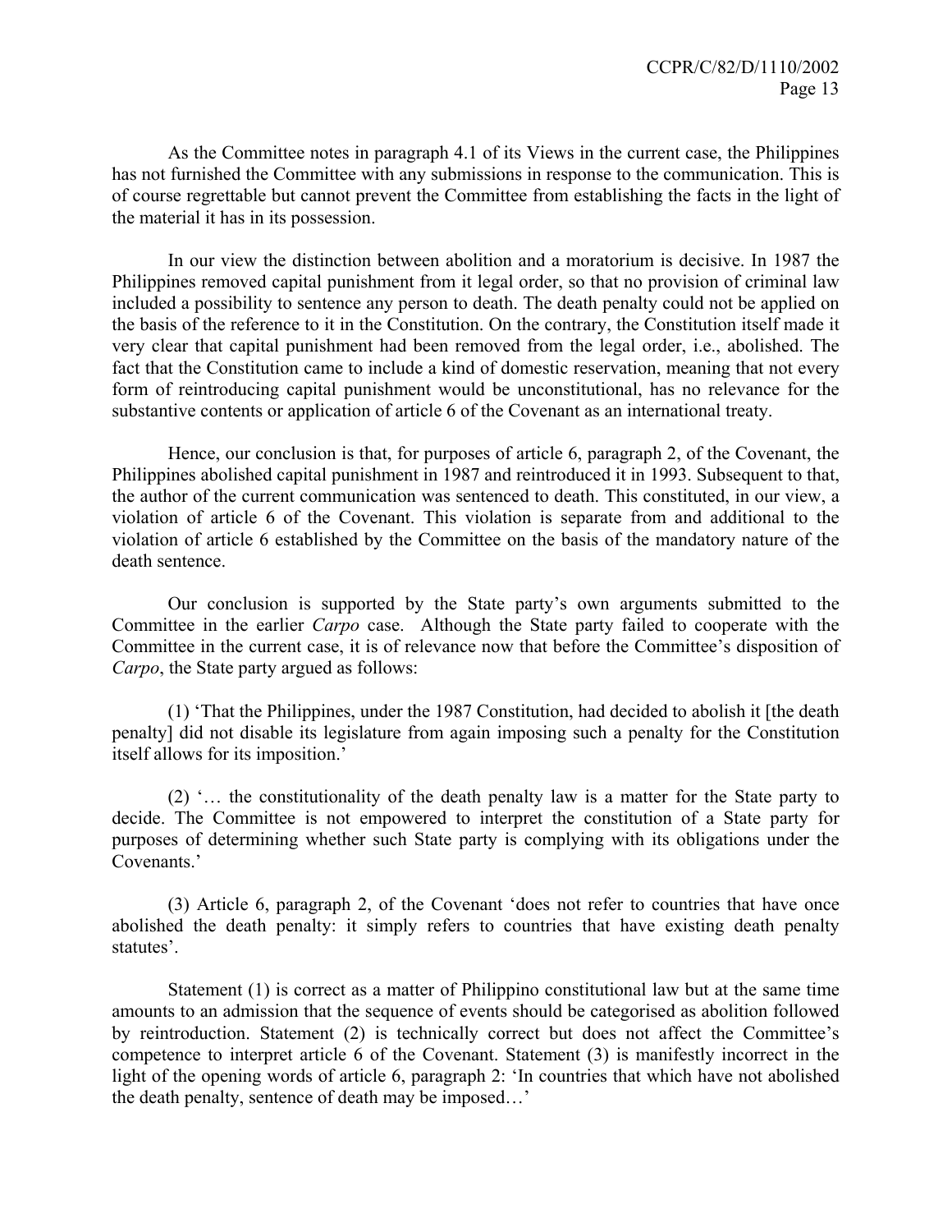As the Committee notes in paragraph 4.1 of its Views in the current case, the Philippines has not furnished the Committee with any submissions in response to the communication. This is of course regrettable but cannot prevent the Committee from establishing the facts in the light of the material it has in its possession.

In our view the distinction between abolition and a moratorium is decisive. In 1987 the Philippines removed capital punishment from it legal order, so that no provision of criminal law included a possibility to sentence any person to death. The death penalty could not be applied on the basis of the reference to it in the Constitution. On the contrary, the Constitution itself made it very clear that capital punishment had been removed from the legal order, i.e., abolished. The fact that the Constitution came to include a kind of domestic reservation, meaning that not every form of reintroducing capital punishment would be unconstitutional, has no relevance for the substantive contents or application of article 6 of the Covenant as an international treaty.

Hence, our conclusion is that, for purposes of article 6, paragraph 2, of the Covenant, the Philippines abolished capital punishment in 1987 and reintroduced it in 1993. Subsequent to that, the author of the current communication was sentenced to death. This constituted, in our view, a violation of article 6 of the Covenant. This violation is separate from and additional to the violation of article 6 established by the Committee on the basis of the mandatory nature of the death sentence.

Our conclusion is supported by the State party's own arguments submitted to the Committee in the earlier *Carpo* case. Although the State party failed to cooperate with the Committee in the current case, it is of relevance now that before the Committee's disposition of *Carpo*, the State party argued as follows:

(1) 'That the Philippines, under the 1987 Constitution, had decided to abolish it [the death penalty] did not disable its legislature from again imposing such a penalty for the Constitution itself allows for its imposition.'

(2) '… the constitutionality of the death penalty law is a matter for the State party to decide. The Committee is not empowered to interpret the constitution of a State party for purposes of determining whether such State party is complying with its obligations under the Covenants.'

(3) Article 6, paragraph 2, of the Covenant 'does not refer to countries that have once abolished the death penalty: it simply refers to countries that have existing death penalty statutes'.

Statement (1) is correct as a matter of Philippino constitutional law but at the same time amounts to an admission that the sequence of events should be categorised as abolition followed by reintroduction. Statement (2) is technically correct but does not affect the Committee's competence to interpret article 6 of the Covenant. Statement (3) is manifestly incorrect in the light of the opening words of article 6, paragraph 2: 'In countries that which have not abolished the death penalty, sentence of death may be imposed…'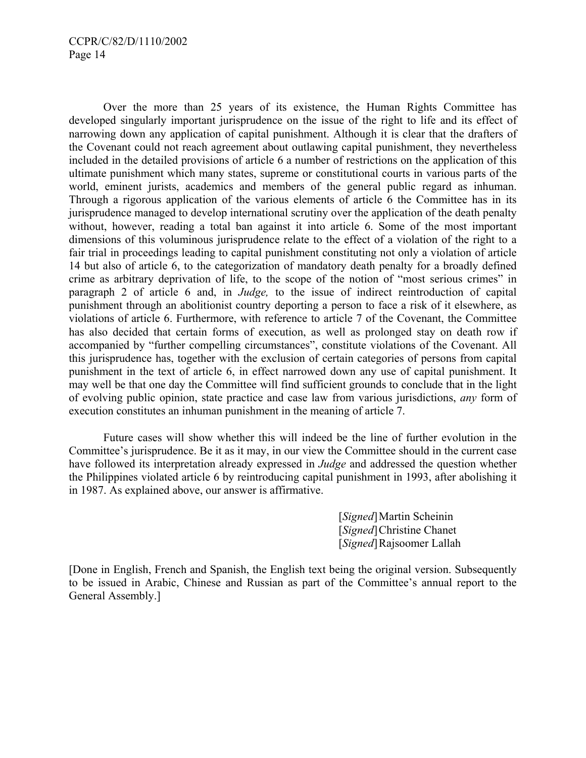Over the more than 25 years of its existence, the Human Rights Committee has developed singularly important jurisprudence on the issue of the right to life and its effect of narrowing down any application of capital punishment. Although it is clear that the drafters of the Covenant could not reach agreement about outlawing capital punishment, they nevertheless included in the detailed provisions of article 6 a number of restrictions on the application of this ultimate punishment which many states, supreme or constitutional courts in various parts of the world, eminent jurists, academics and members of the general public regard as inhuman. Through a rigorous application of the various elements of article 6 the Committee has in its jurisprudence managed to develop international scrutiny over the application of the death penalty without, however, reading a total ban against it into article 6. Some of the most important dimensions of this voluminous jurisprudence relate to the effect of a violation of the right to a fair trial in proceedings leading to capital punishment constituting not only a violation of article 14 but also of article 6, to the categorization of mandatory death penalty for a broadly defined crime as arbitrary deprivation of life, to the scope of the notion of "most serious crimes" in paragraph 2 of article 6 and, in *Judge,* to the issue of indirect reintroduction of capital punishment through an abolitionist country deporting a person to face a risk of it elsewhere, as violations of article 6. Furthermore, with reference to article 7 of the Covenant, the Committee has also decided that certain forms of execution, as well as prolonged stay on death row if accompanied by "further compelling circumstances", constitute violations of the Covenant. All this jurisprudence has, together with the exclusion of certain categories of persons from capital punishment in the text of article 6, in effect narrowed down any use of capital punishment. It may well be that one day the Committee will find sufficient grounds to conclude that in the light of evolving public opinion, state practice and case law from various jurisdictions, *any* form of execution constitutes an inhuman punishment in the meaning of article 7.

Future cases will show whether this will indeed be the line of further evolution in the Committee's jurisprudence. Be it as it may, in our view the Committee should in the current case have followed its interpretation already expressed in *Judge* and addressed the question whether the Philippines violated article 6 by reintroducing capital punishment in 1993, after abolishing it in 1987. As explained above, our answer is affirmative.

[*Signed*] Martin Scheinin
[*Signed*] Christine Chanet
[*Signed*] Rajsoomer Lallah

[Done in English, French and Spanish, the English text being the original version. Subsequently to be issued in Arabic, Chinese and Russian as part of the Committee's annual report to the General Assembly.]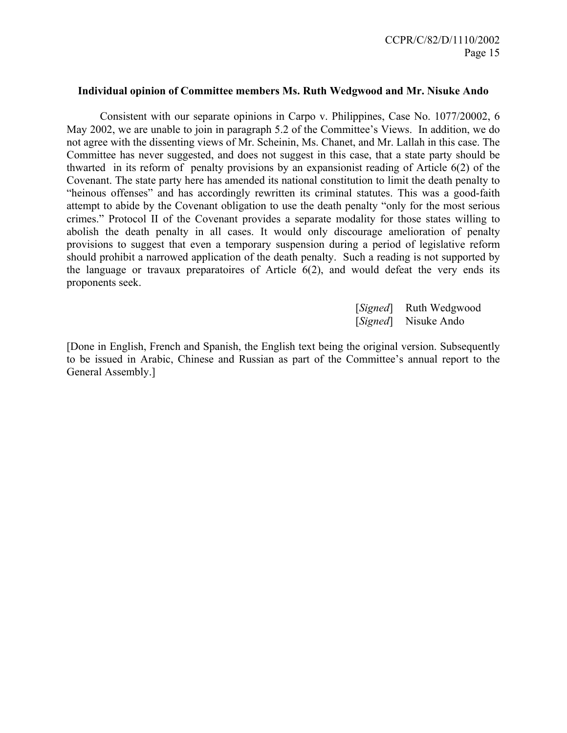**Individual opinion of Committee members Ms. Ruth Wedgwood and Mr. Nisuke Ando**

Consistent with our separate opinions in Carpo v. Philippines, Case No. 1077/20002, 6 May 2002, we are unable to join in paragraph 5.2 of the Committee's Views. In addition, we do not agree with the dissenting views of Mr. Scheinin, Ms. Chanet, and Mr. Lallah in this case. The Committee has never suggested, and does not suggest in this case, that a state party should be thwarted in its reform of penalty provisions by an expansionist reading of Article 6(2) of the Covenant. The state party here has amended its national constitution to limit the death penalty to "heinous offenses" and has accordingly rewritten its criminal statutes. This was a good-faith attempt to abide by the Covenant obligation to use the death penalty "only for the most serious crimes." Protocol II of the Covenant provides a separate modality for those states willing to abolish the death penalty in all cases. It would only discourage amelioration of penalty provisions to suggest that even a temporary suspension during a period of legislative reform should prohibit a narrowed application of the death penalty. Such a reading is not supported by the language or travaux preparatoires of Article 6(2), and would defeat the very ends its proponents seek.

[*Signed*] Ruth Wedgwood
[*Signed*] Nisuke Ando

[Done in English, French and Spanish, the English text being the original version. Subsequently to be issued in Arabic, Chinese and Russian as part of the Committee's annual report to the General Assembly.]